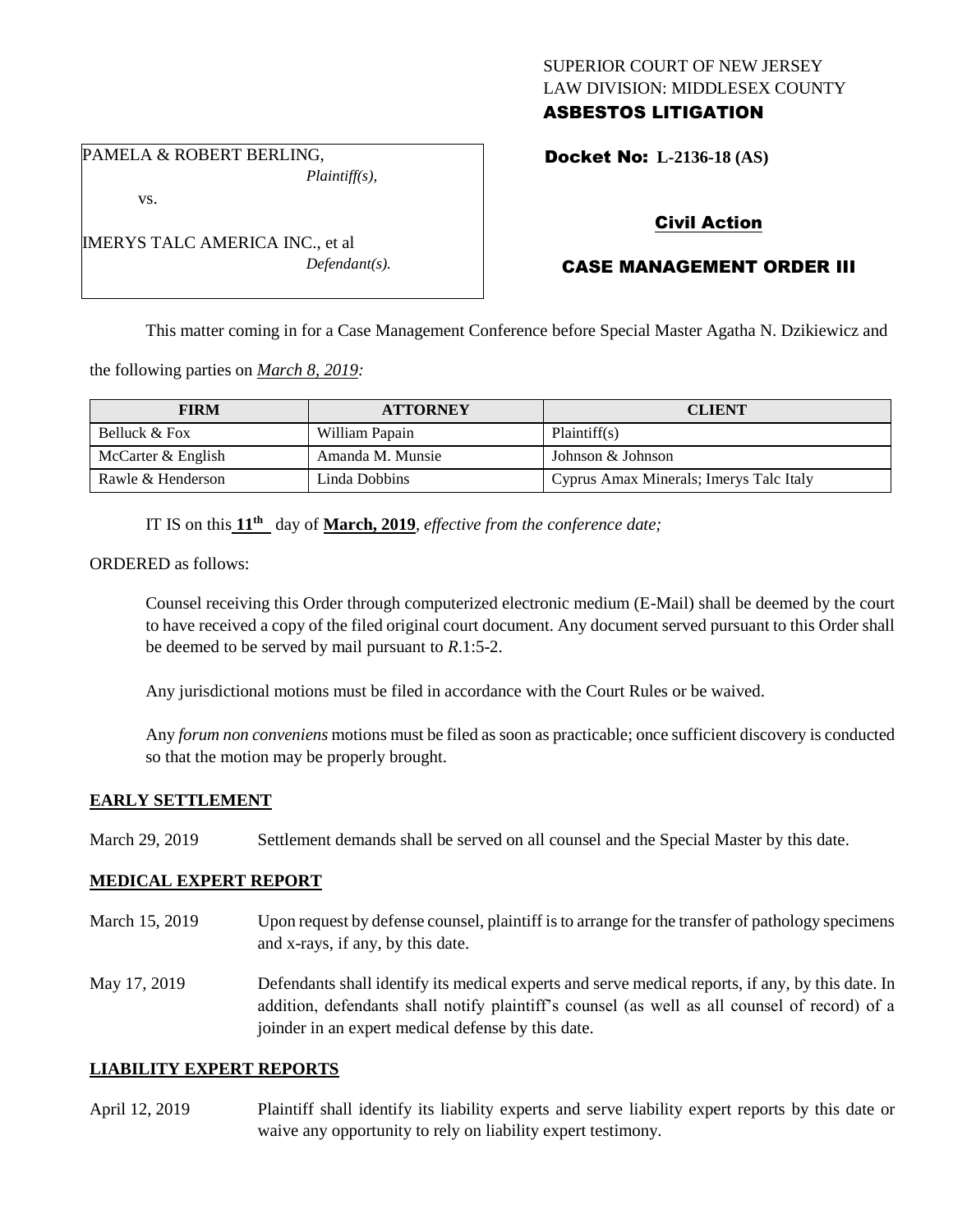SUPERIOR COURT OF NEW JERSEY
LAW DIVISION: MIDDLESEX COUNTY
**ASBESTOS LITIGATION**

PAMELA & ROBERT BERLING,
*Plaintiff(s),*

vs.

IMERYS TALC AMERICA INC., et al
*Defendant(s).*

**Docket No: L-2136-18 (AS)**

**Civil Action**

**CASE MANAGEMENT ORDER III**

This matter coming in for a Case Management Conference before Special Master Agatha N. Dzikiewicz and the following parties on *March 8, 2019:*

| FIRM | ATTORNEY | CLIENT |
|---|---|---|
| Belluck & Fox | William Papain | Plaintiff(s) |
| McCarter & English | Amanda M. Munsie | Johnson & Johnson |
| Rawle & Henderson | Linda Dobbins | Cyprus Amax Minerals; Imerys Talc Italy |

IT IS on this **11th** day of **March, 2019**, *effective from the conference date;*

ORDERED as follows:

Counsel receiving this Order through computerized electronic medium (E-Mail) shall be deemed by the court to have received a copy of the filed original court document. Any document served pursuant to this Order shall be deemed to be served by mail pursuant to *R*.1:5-2.

Any jurisdictional motions must be filed in accordance with the Court Rules or be waived.

Any *forum non conveniens* motions must be filed as soon as practicable; once sufficient discovery is conducted so that the motion may be properly brought.

## EARLY SETTLEMENT

March 29, 2019 — Settlement demands shall be served on all counsel and the Special Master by this date.

## MEDICAL EXPERT REPORT

March 15, 2019 — Upon request by defense counsel, plaintiff is to arrange for the transfer of pathology specimens and x-rays, if any, by this date.

May 17, 2019 — Defendants shall identify its medical experts and serve medical reports, if any, by this date. In addition, defendants shall notify plaintiff's counsel (as well as all counsel of record) of a joinder in an expert medical defense by this date.

## LIABILITY EXPERT REPORTS

April 12, 2019 — Plaintiff shall identify its liability experts and serve liability expert reports by this date or waive any opportunity to rely on liability expert testimony.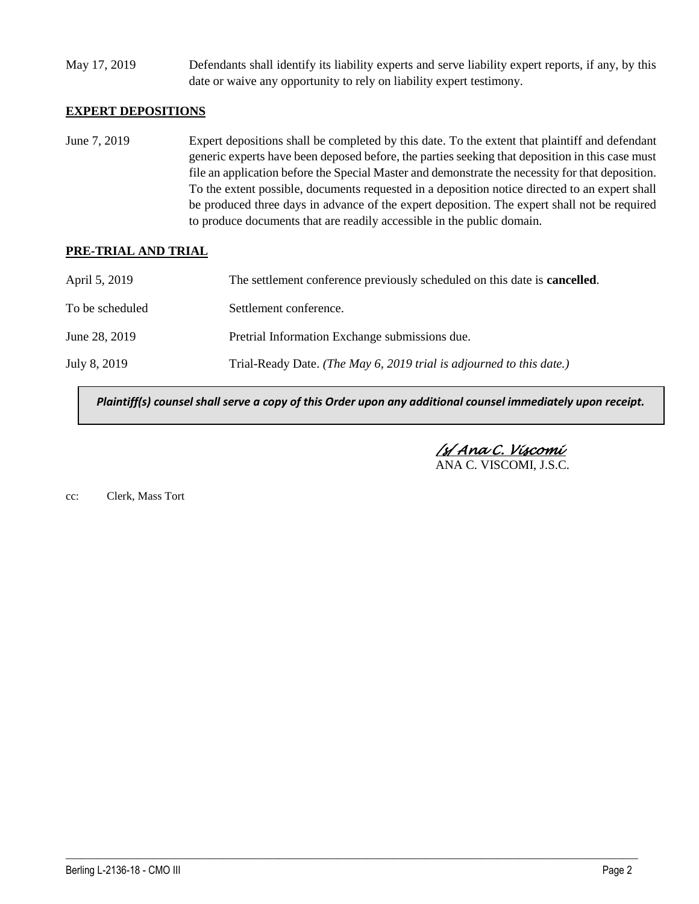| | |
|---|---|
| May 17, 2019 | Defendants shall identify its liability experts and serve liability expert reports, if any, by this date or waive any opportunity to rely on liability expert testimony. |

**EXPERT DEPOSITIONS**

| | |
|---|---|
| June 7, 2019 | Expert depositions shall be completed by this date. To the extent that plaintiff and defendant generic experts have been deposed before, the parties seeking that deposition in this case must file an application before the Special Master and demonstrate the necessity for that deposition. To the extent possible, documents requested in a deposition notice directed to an expert shall be produced three days in advance of the expert deposition. The expert shall not be required to produce documents that are readily accessible in the public domain. |

**PRE-TRIAL AND TRIAL**

| | |
|---|---|
| April 5, 2019 | The settlement conference previously scheduled on this date is **cancelled**. |
| To be scheduled | Settlement conference. |
| June 28, 2019 | Pretrial Information Exchange submissions due. |
| July 8, 2019 | Trial-Ready Date. *(The May 6, 2019 trial is adjourned to this date.)* |

***Plaintiff(s) counsel shall serve a copy of this Order upon any additional counsel immediately upon receipt.***

*/s/ Ana C. Viscomi*
ANA C. VISCOMI, J.S.C.

cc: Clerk, Mass Tort